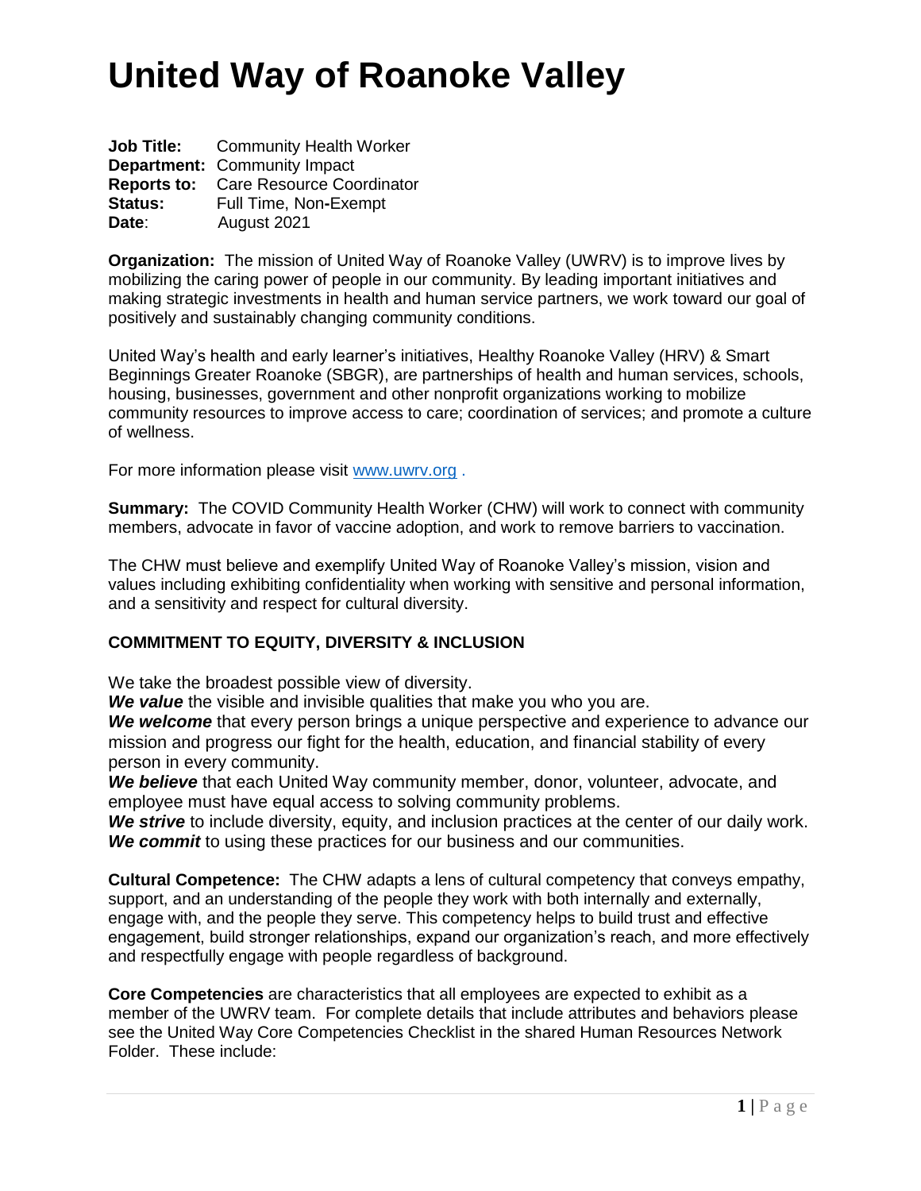# United Way of Roanoke Valley

**Job Title:** Community Health Worker
**Department:** Community Impact
**Reports to:** Care Resource Coordinator
**Status:** Full Time, Non-Exempt
**Date**: August 2021

**Organization:** The mission of United Way of Roanoke Valley (UWRV) is to improve lives by mobilizing the caring power of people in our community. By leading important initiatives and making strategic investments in health and human service partners, we work toward our goal of positively and sustainably changing community conditions.

United Way's health and early learner's initiatives, Healthy Roanoke Valley (HRV) & Smart Beginnings Greater Roanoke (SBGR), are partnerships of health and human services, schools, housing, businesses, government and other nonprofit organizations working to mobilize community resources to improve access to care; coordination of services; and promote a culture of wellness.

For more information please visit [www.uwrv.org](http://www.uwrv.org) .

**Summary:** The COVID Community Health Worker (CHW) will work to connect with community members, advocate in favor of vaccine adoption, and work to remove barriers to vaccination.

The CHW must believe and exemplify United Way of Roanoke Valley's mission, vision and values including exhibiting confidentiality when working with sensitive and personal information, and a sensitivity and respect for cultural diversity.

**COMMITMENT TO EQUITY, DIVERSITY & INCLUSION**

We take the broadest possible view of diversity.
***We value*** the visible and invisible qualities that make you who you are.
***We welcome*** that every person brings a unique perspective and experience to advance our mission and progress our fight for the health, education, and financial stability of every person in every community.
***We believe*** that each United Way community member, donor, volunteer, advocate, and employee must have equal access to solving community problems.
***We strive*** to include diversity, equity, and inclusion practices at the center of our daily work.
***We commit*** to using these practices for our business and our communities.

**Cultural Competence:** The CHW adapts a lens of cultural competency that conveys empathy, support, and an understanding of the people they work with both internally and externally, engage with, and the people they serve. This competency helps to build trust and effective engagement, build stronger relationships, expand our organization's reach, and more effectively and respectfully engage with people regardless of background.

**Core Competencies** are characteristics that all employees are expected to exhibit as a member of the UWRV team. For complete details that include attributes and behaviors please see the United Way Core Competencies Checklist in the shared Human Resources Network Folder. These include: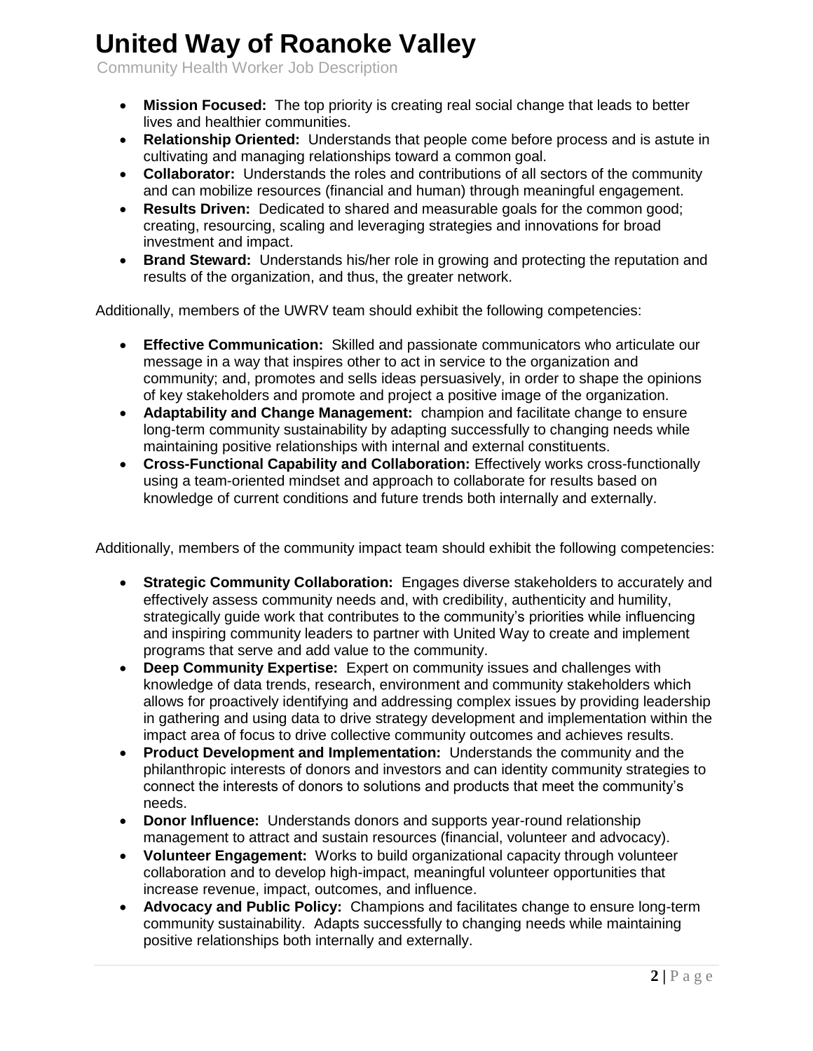- **Mission Focused:** The top priority is creating real social change that leads to better lives and healthier communities.
- **Relationship Oriented:** Understands that people come before process and is astute in cultivating and managing relationships toward a common goal.
- **Collaborator:** Understands the roles and contributions of all sectors of the community and can mobilize resources (financial and human) through meaningful engagement.
- **Results Driven:** Dedicated to shared and measurable goals for the common good; creating, resourcing, scaling and leveraging strategies and innovations for broad investment and impact.
- **Brand Steward:** Understands his/her role in growing and protecting the reputation and results of the organization, and thus, the greater network.

Additionally, members of the UWRV team should exhibit the following competencies:

- **Effective Communication:** Skilled and passionate communicators who articulate our message in a way that inspires other to act in service to the organization and community; and, promotes and sells ideas persuasively, in order to shape the opinions of key stakeholders and promote and project a positive image of the organization.
- **Adaptability and Change Management:** champion and facilitate change to ensure long-term community sustainability by adapting successfully to changing needs while maintaining positive relationships with internal and external constituents.
- **Cross-Functional Capability and Collaboration:** Effectively works cross-functionally using a team-oriented mindset and approach to collaborate for results based on knowledge of current conditions and future trends both internally and externally.

Additionally, members of the community impact team should exhibit the following competencies:

- **Strategic Community Collaboration:** Engages diverse stakeholders to accurately and effectively assess community needs and, with credibility, authenticity and humility, strategically guide work that contributes to the community's priorities while influencing and inspiring community leaders to partner with United Way to create and implement programs that serve and add value to the community.
- **Deep Community Expertise:** Expert on community issues and challenges with knowledge of data trends, research, environment and community stakeholders which allows for proactively identifying and addressing complex issues by providing leadership in gathering and using data to drive strategy development and implementation within the impact area of focus to drive collective community outcomes and achieves results.
- **Product Development and Implementation:** Understands the community and the philanthropic interests of donors and investors and can identity community strategies to connect the interests of donors to solutions and products that meet the community's needs.
- **Donor Influence:** Understands donors and supports year-round relationship management to attract and sustain resources (financial, volunteer and advocacy).
- **Volunteer Engagement:** Works to build organizational capacity through volunteer collaboration and to develop high-impact, meaningful volunteer opportunities that increase revenue, impact, outcomes, and influence.
- **Advocacy and Public Policy:** Champions and facilitates change to ensure long-term community sustainability. Adapts successfully to changing needs while maintaining positive relationships both internally and externally.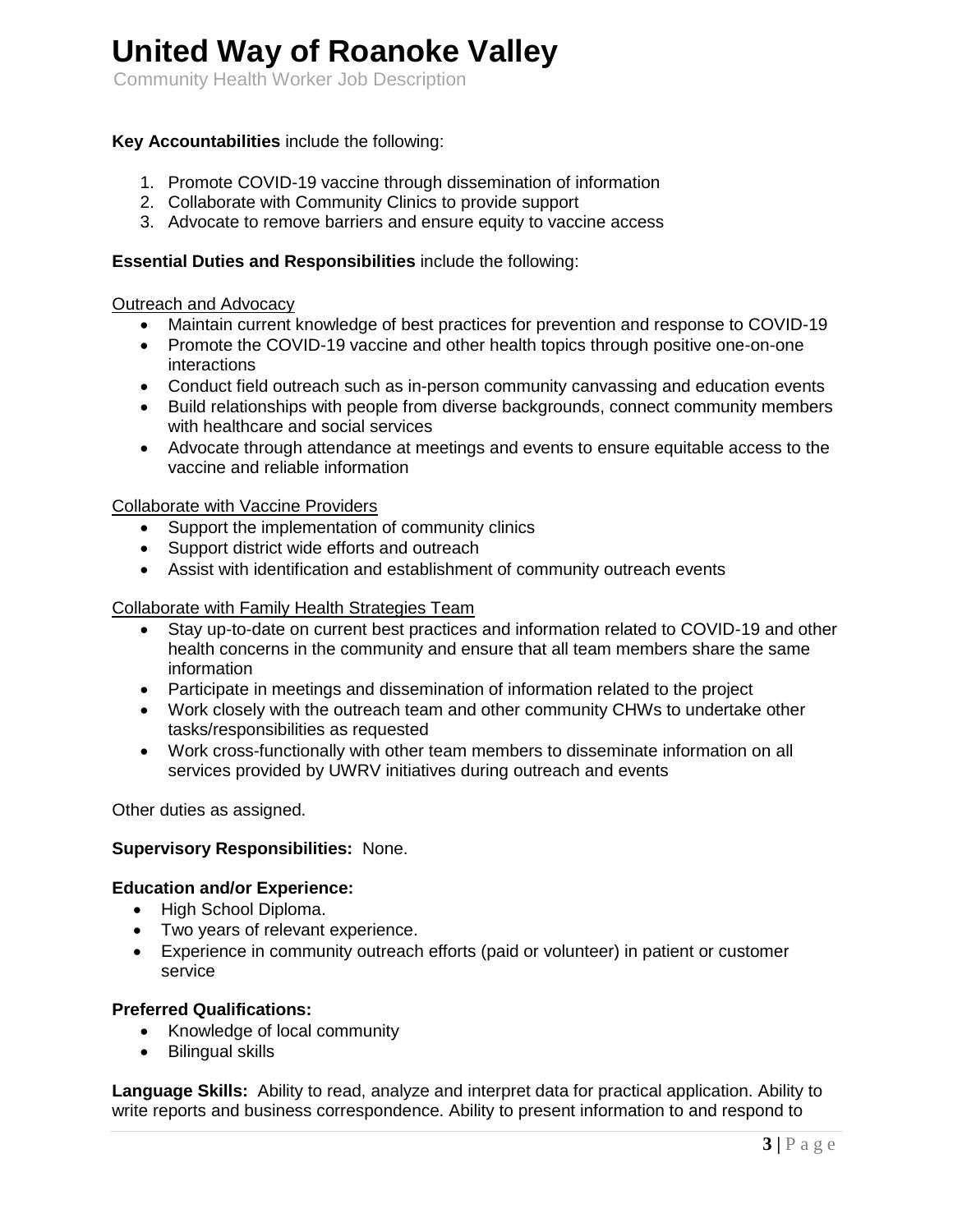**Key Accountabilities** include the following:

1. Promote COVID-19 vaccine through dissemination of information
2. Collaborate with Community Clinics to provide support
3. Advocate to remove barriers and ensure equity to vaccine access

**Essential Duties and Responsibilities** include the following:

Outreach and Advocacy

- Maintain current knowledge of best practices for prevention and response to COVID-19
- Promote the COVID-19 vaccine and other health topics through positive one-on-one interactions
- Conduct field outreach such as in-person community canvassing and education events
- Build relationships with people from diverse backgrounds, connect community members with healthcare and social services
- Advocate through attendance at meetings and events to ensure equitable access to the vaccine and reliable information

Collaborate with Vaccine Providers

- Support the implementation of community clinics
- Support district wide efforts and outreach
- Assist with identification and establishment of community outreach events

Collaborate with Family Health Strategies Team

- Stay up-to-date on current best practices and information related to COVID-19 and other health concerns in the community and ensure that all team members share the same information
- Participate in meetings and dissemination of information related to the project
- Work closely with the outreach team and other community CHWs to undertake other tasks/responsibilities as requested
- Work cross-functionally with other team members to disseminate information on all services provided by UWRV initiatives during outreach and events

Other duties as assigned.

**Supervisory Responsibilities:** None.

**Education and/or Experience:**

- High School Diploma.
- Two years of relevant experience.
- Experience in community outreach efforts (paid or volunteer) in patient or customer service

**Preferred Qualifications:**

- Knowledge of local community
- Bilingual skills

**Language Skills:** Ability to read, analyze and interpret data for practical application. Ability to write reports and business correspondence. Ability to present information to and respond to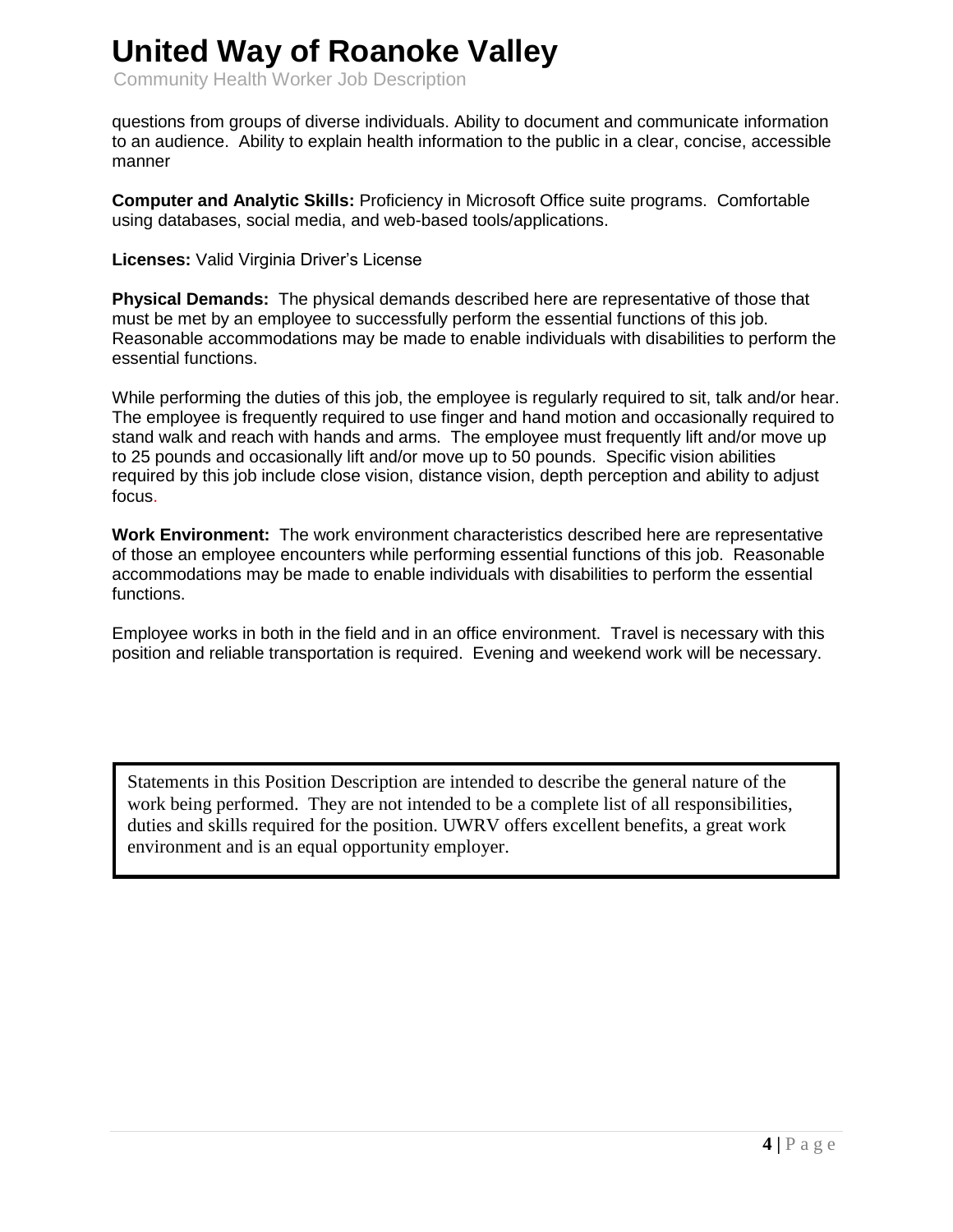questions from groups of diverse individuals. Ability to document and communicate information to an audience. Ability to explain health information to the public in a clear, concise, accessible manner

**Computer and Analytic Skills:** Proficiency in Microsoft Office suite programs. Comfortable using databases, social media, and web-based tools/applications.

**Licenses:** Valid Virginia Driver's License

**Physical Demands:** The physical demands described here are representative of those that must be met by an employee to successfully perform the essential functions of this job. Reasonable accommodations may be made to enable individuals with disabilities to perform the essential functions.

While performing the duties of this job, the employee is regularly required to sit, talk and/or hear. The employee is frequently required to use finger and hand motion and occasionally required to stand walk and reach with hands and arms. The employee must frequently lift and/or move up to 25 pounds and occasionally lift and/or move up to 50 pounds. Specific vision abilities required by this job include close vision, distance vision, depth perception and ability to adjust focus.

**Work Environment:** The work environment characteristics described here are representative of those an employee encounters while performing essential functions of this job. Reasonable accommodations may be made to enable individuals with disabilities to perform the essential functions.

Employee works in both in the field and in an office environment. Travel is necessary with this position and reliable transportation is required. Evening and weekend work will be necessary.

Statements in this Position Description are intended to describe the general nature of the work being performed. They are not intended to be a complete list of all responsibilities, duties and skills required for the position. UWRV offers excellent benefits, a great work environment and is an equal opportunity employer.